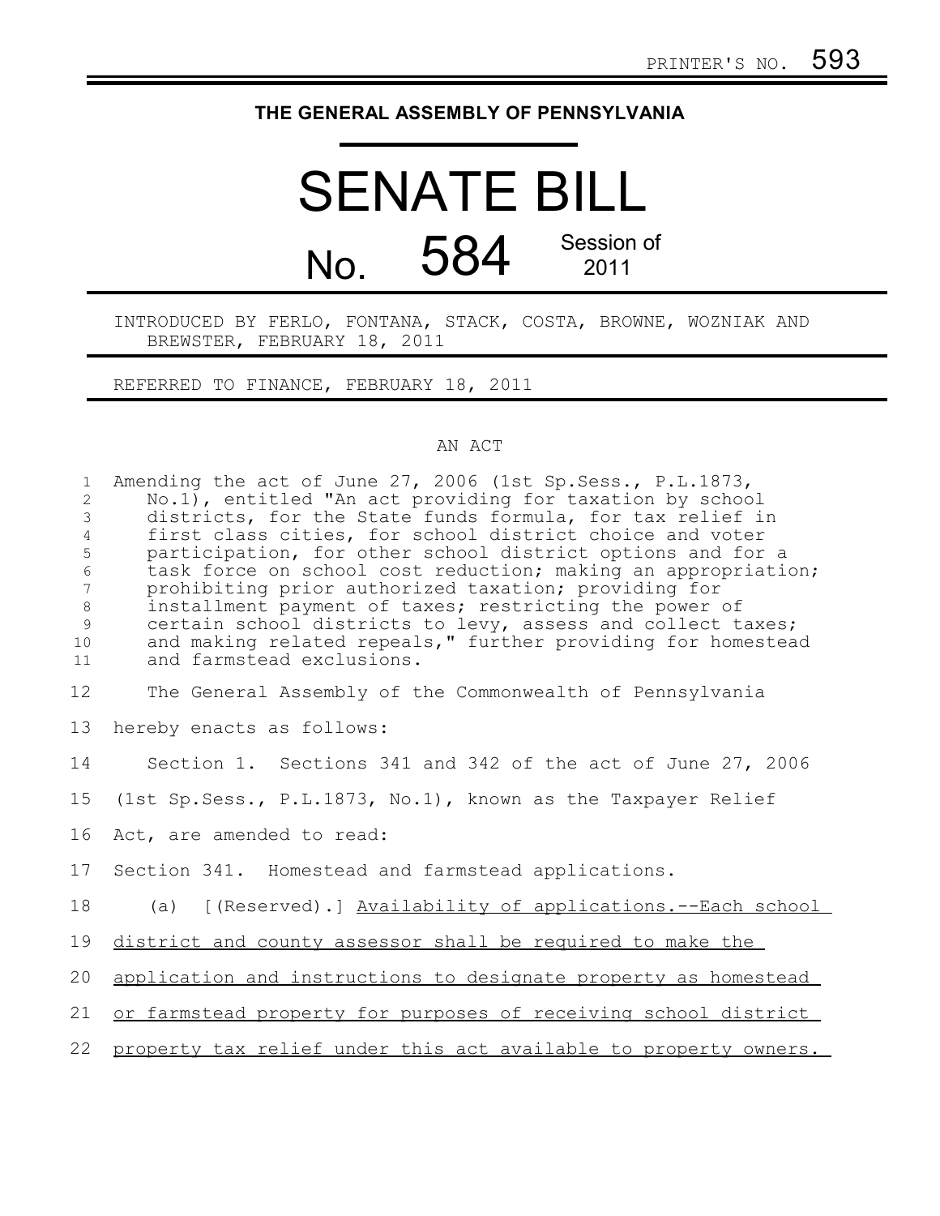PRINTER'S NO. 593

# THE GENERAL ASSEMBLY OF PENNSYLVANIA

# SENATE BILL

## No. 584 Session of 2011

INTRODUCED BY FERLO, FONTANA, STACK, COSTA, BROWNE, WOZNIAK AND BREWSTER, FEBRUARY 18, 2011

REFERRED TO FINANCE, FEBRUARY 18, 2011

AN ACT

Amending the act of June 27, 2006 (1st Sp.Sess., P.L.1873, No.1), entitled "An act providing for taxation by school districts, for the State funds formula, for tax relief in first class cities, for school district choice and voter participation, for other school district options and for a task force on school cost reduction; making an appropriation; prohibiting prior authorized taxation; providing for installment payment of taxes; restricting the power of certain school districts to levy, assess and collect taxes; and making related repeals," further providing for homestead and farmstead exclusions.

The General Assembly of the Commonwealth of Pennsylvania hereby enacts as follows:

Section 1. Sections 341 and 342 of the act of June 27, 2006 (1st Sp.Sess., P.L.1873, No.1), known as the Taxpayer Relief Act, are amended to read:

Section 341. Homestead and farmstead applications.

(a) [(Reserved).] Availability of applications.--Each school district and county assessor shall be required to make the application and instructions to designate property as homestead or farmstead property for purposes of receiving school district property tax relief under this act available to property owners.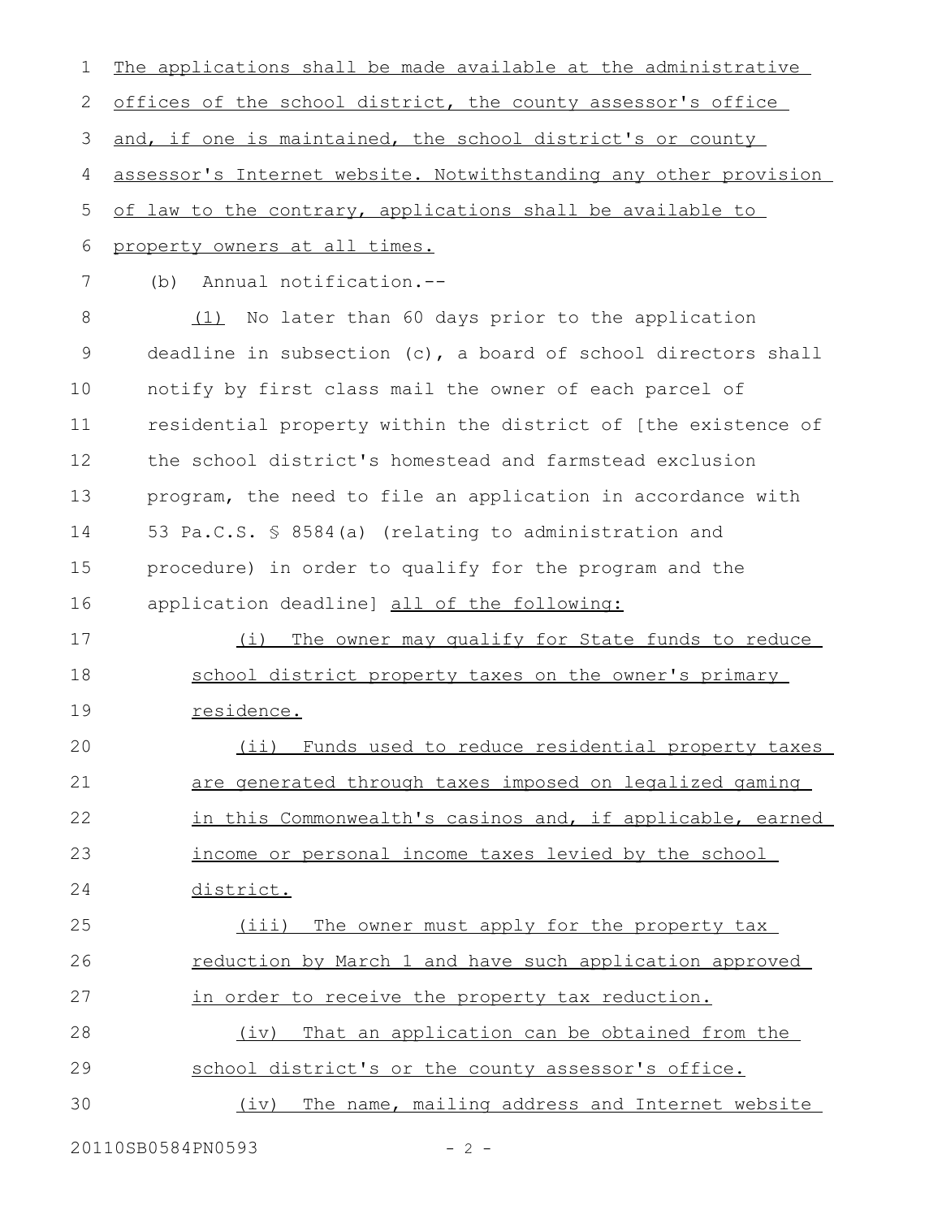The applications shall be made available at the administrative offices of the school district, the county assessor's office and, if one is maintained, the school district's or county assessor's Internet website. Notwithstanding any other provision of law to the contrary, applications shall be available to property owners at all times.

(b) Annual notification.--

(1) No later than 60 days prior to the application deadline in subsection (c), a board of school directors shall notify by first class mail the owner of each parcel of residential property within the district of [the existence of the school district's homestead and farmstead exclusion program, the need to file an application in accordance with 53 Pa.C.S. § 8584(a) (relating to administration and procedure) in order to qualify for the program and the application deadline] all of the following:

(i) The owner may qualify for State funds to reduce school district property taxes on the owner's primary residence.

(ii) Funds used to reduce residential property taxes are generated through taxes imposed on legalized gaming in this Commonwealth's casinos and, if applicable, earned income or personal income taxes levied by the school district.

(iii) The owner must apply for the property tax reduction by March 1 and have such application approved in order to receive the property tax reduction.

(iv) That an application can be obtained from the school district's or the county assessor's office.

(iv) The name, mailing address and Internet website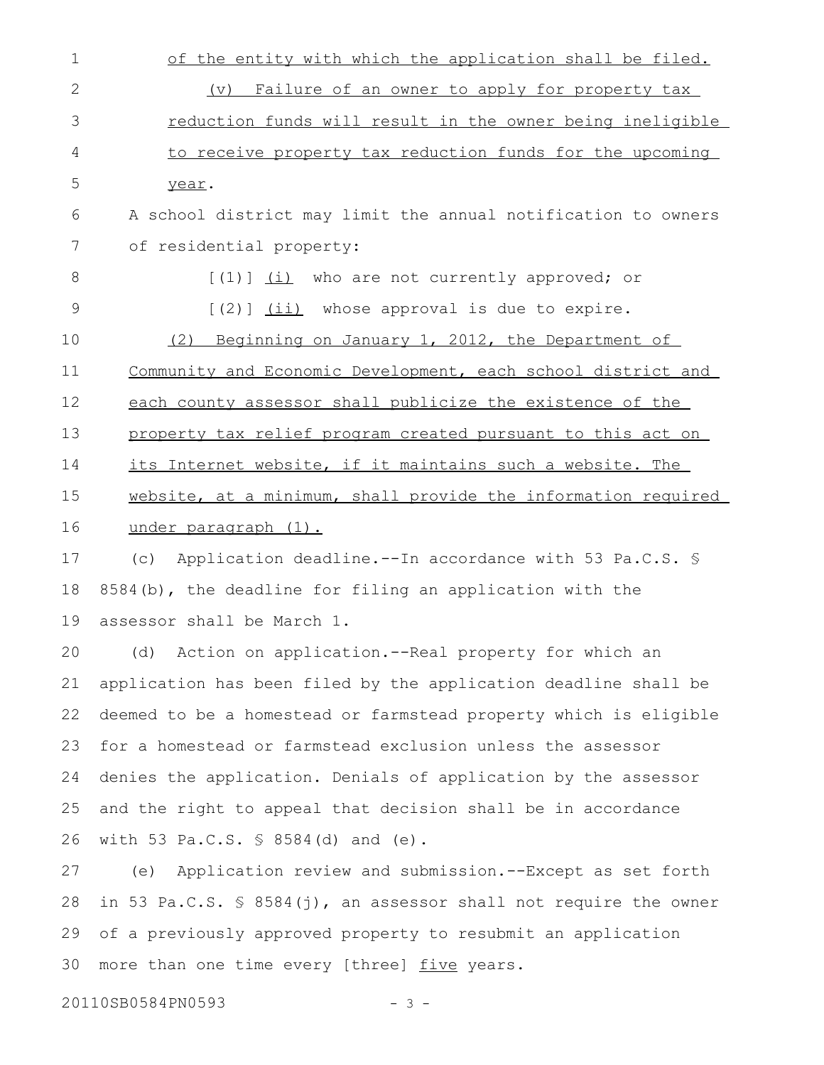of the entity with which the application shall be filed.

(v) Failure of an owner to apply for property tax reduction funds will result in the owner being ineligible to receive property tax reduction funds for the upcoming year.

A school district may limit the annual notification to owners of residential property:

[(1)] (i) who are not currently approved; or

[(2)] (ii) whose approval is due to expire.

(2) Beginning on January 1, 2012, the Department of Community and Economic Development, each school district and each county assessor shall publicize the existence of the property tax relief program created pursuant to this act on its Internet website, if it maintains such a website. The website, at a minimum, shall provide the information required under paragraph (1).

(c) Application deadline.--In accordance with 53 Pa.C.S. § 8584(b), the deadline for filing an application with the assessor shall be March 1.

(d) Action on application.--Real property for which an application has been filed by the application deadline shall be deemed to be a homestead or farmstead property which is eligible for a homestead or farmstead exclusion unless the assessor denies the application. Denials of application by the assessor and the right to appeal that decision shall be in accordance with 53 Pa.C.S. § 8584(d) and (e).

(e) Application review and submission.--Except as set forth in 53 Pa.C.S. § 8584(j), an assessor shall not require the owner of a previously approved property to resubmit an application more than one time every [three] five years.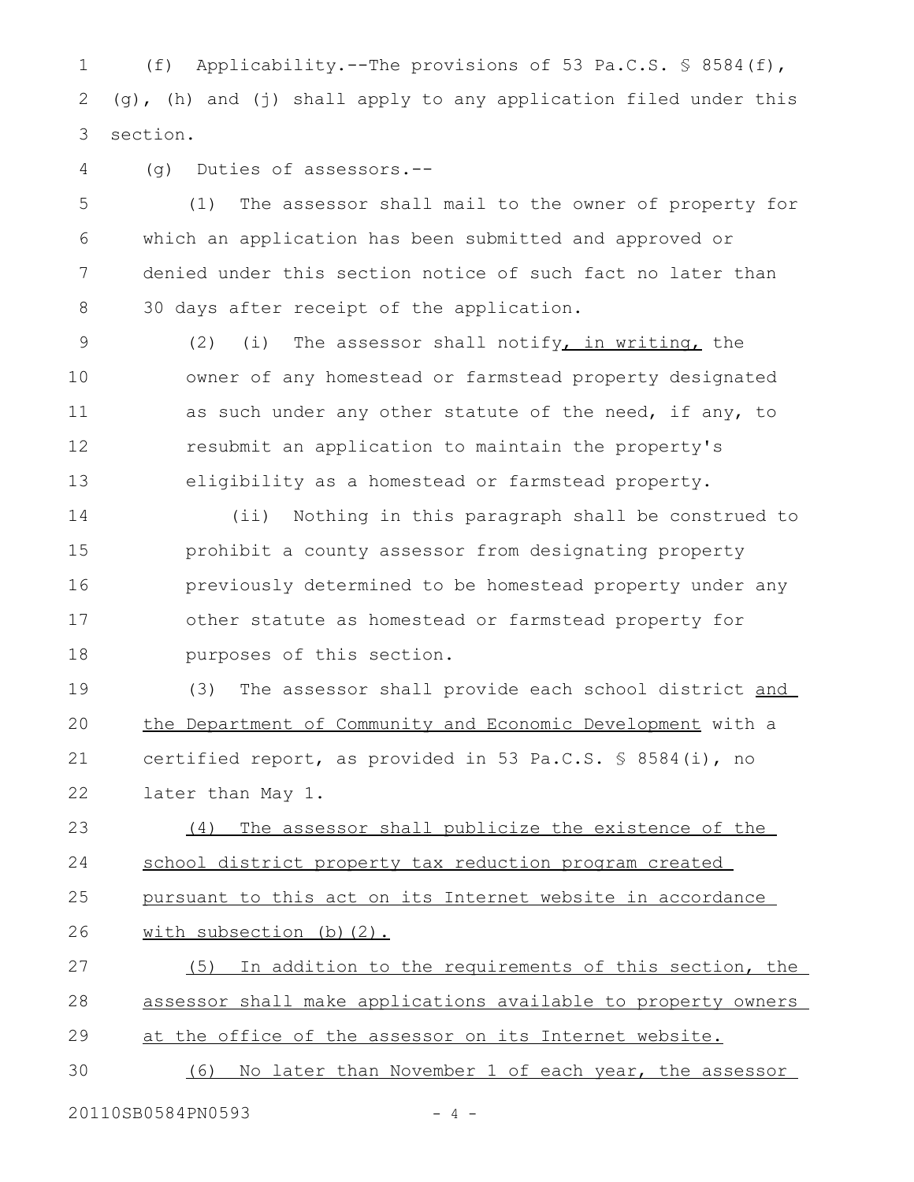(f) Applicability.--The provisions of 53 Pa.C.S. § 8584(f), (g), (h) and (j) shall apply to any application filed under this section.

(g) Duties of assessors.--

(1) The assessor shall mail to the owner of property for which an application has been submitted and approved or denied under this section notice of such fact no later than 30 days after receipt of the application.

(2) (i) The assessor shall notify, in writing, the owner of any homestead or farmstead property designated as such under any other statute of the need, if any, to resubmit an application to maintain the property's eligibility as a homestead or farmstead property.

(ii) Nothing in this paragraph shall be construed to prohibit a county assessor from designating property previously determined to be homestead property under any other statute as homestead or farmstead property for purposes of this section.

(3) The assessor shall provide each school district and the Department of Community and Economic Development with a certified report, as provided in 53 Pa.C.S. § 8584(i), no later than May 1.

(4) The assessor shall publicize the existence of the school district property tax reduction program created pursuant to this act on its Internet website in accordance with subsection (b)(2).

(5) In addition to the requirements of this section, the assessor shall make applications available to property owners at the office of the assessor on its Internet website.

(6) No later than November 1 of each year, the assessor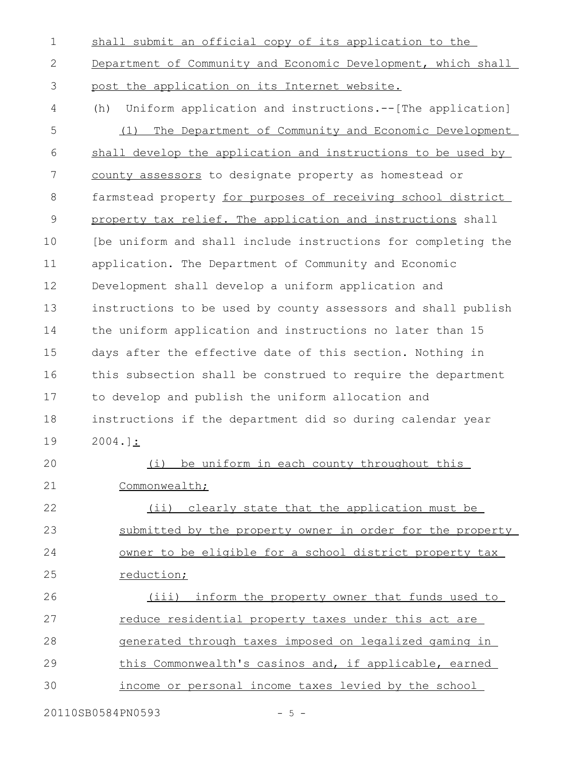shall submit an official copy of its application to the Department of Community and Economic Development, which shall post the application on its Internet website.

(h) Uniform application and instructions.--[The application]

(1) The Department of Community and Economic Development shall develop the application and instructions to be used by county assessors to designate property as homestead or farmstead property for purposes of receiving school district property tax relief. The application and instructions shall [be uniform and shall include instructions for completing the application. The Department of Community and Economic Development shall develop a uniform application and instructions to be used by county assessors and shall publish the uniform application and instructions no later than 15 days after the effective date of this section. Nothing in this subsection shall be construed to require the department to develop and publish the uniform allocation and instructions if the department did so during calendar year 2004.]:

(i) be uniform in each county throughout this Commonwealth;

(ii) clearly state that the application must be submitted by the property owner in order for the property owner to be eligible for a school district property tax reduction;

(iii) inform the property owner that funds used to reduce residential property taxes under this act are generated through taxes imposed on legalized gaming in this Commonwealth's casinos and, if applicable, earned income or personal income taxes levied by the school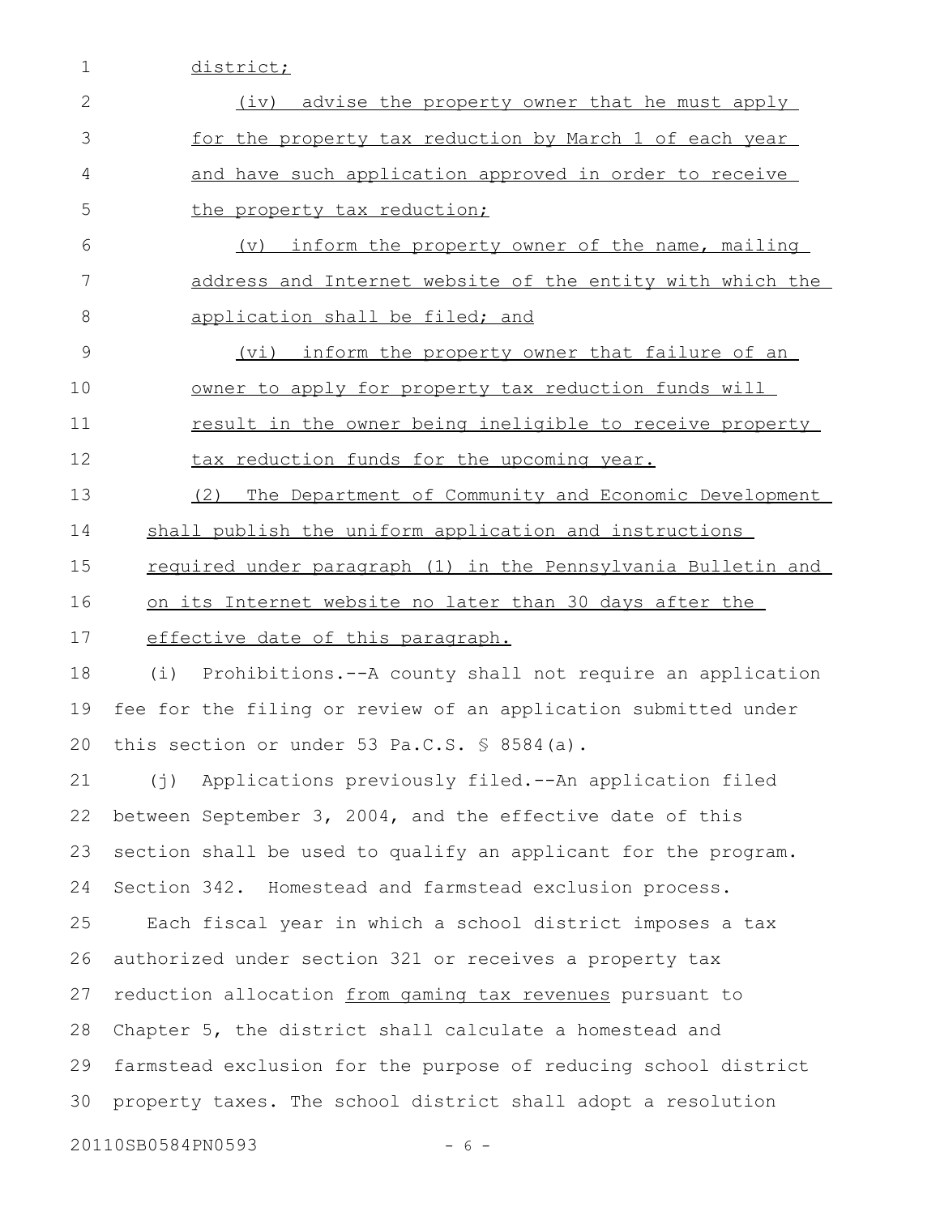district;

(iv) advise the property owner that he must apply for the property tax reduction by March 1 of each year and have such application approved in order to receive the property tax reduction;

(v) inform the property owner of the name, mailing address and Internet website of the entity with which the application shall be filed; and

(vi) inform the property owner that failure of an owner to apply for property tax reduction funds will result in the owner being ineligible to receive property tax reduction funds for the upcoming year.

(2) The Department of Community and Economic Development shall publish the uniform application and instructions required under paragraph (1) in the Pennsylvania Bulletin and on its Internet website no later than 30 days after the effective date of this paragraph.

(i) Prohibitions.--A county shall not require an application fee for the filing or review of an application submitted under this section or under 53 Pa.C.S. § 8584(a).

(j) Applications previously filed.--An application filed between September 3, 2004, and the effective date of this section shall be used to qualify an applicant for the program.

Section 342. Homestead and farmstead exclusion process.

Each fiscal year in which a school district imposes a tax authorized under section 321 or receives a property tax reduction allocation from gaming tax revenues pursuant to Chapter 5, the district shall calculate a homestead and farmstead exclusion for the purpose of reducing school district property taxes. The school district shall adopt a resolution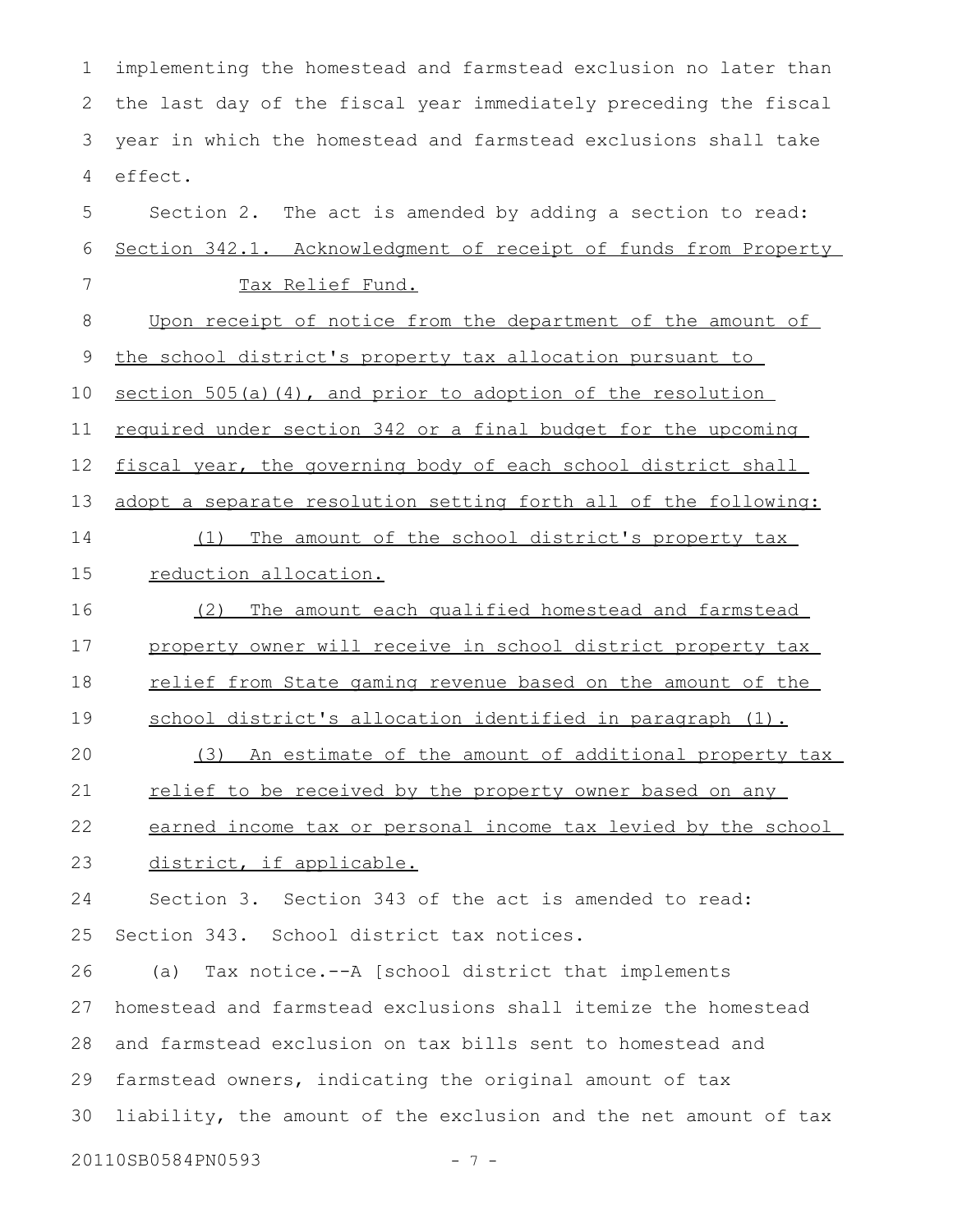implementing the homestead and farmstead exclusion no later than the last day of the fiscal year immediately preceding the fiscal year in which the homestead and farmstead exclusions shall take effect.

Section 2. The act is amended by adding a section to read:

Section 342.1. Acknowledgment of receipt of funds from Property Tax Relief Fund.

Upon receipt of notice from the department of the amount of the school district's property tax allocation pursuant to section 505(a)(4), and prior to adoption of the resolution required under section 342 or a final budget for the upcoming fiscal year, the governing body of each school district shall adopt a separate resolution setting forth all of the following:

(1) The amount of the school district's property tax reduction allocation.

(2) The amount each qualified homestead and farmstead property owner will receive in school district property tax relief from State gaming revenue based on the amount of the school district's allocation identified in paragraph (1).

(3) An estimate of the amount of additional property tax relief to be received by the property owner based on any earned income tax or personal income tax levied by the school district, if applicable.

Section 3. Section 343 of the act is amended to read:

Section 343. School district tax notices.

(a) Tax notice.--A [school district that implements homestead and farmstead exclusions shall itemize the homestead and farmstead exclusion on tax bills sent to homestead and farmstead owners, indicating the original amount of tax liability, the amount of the exclusion and the net amount of tax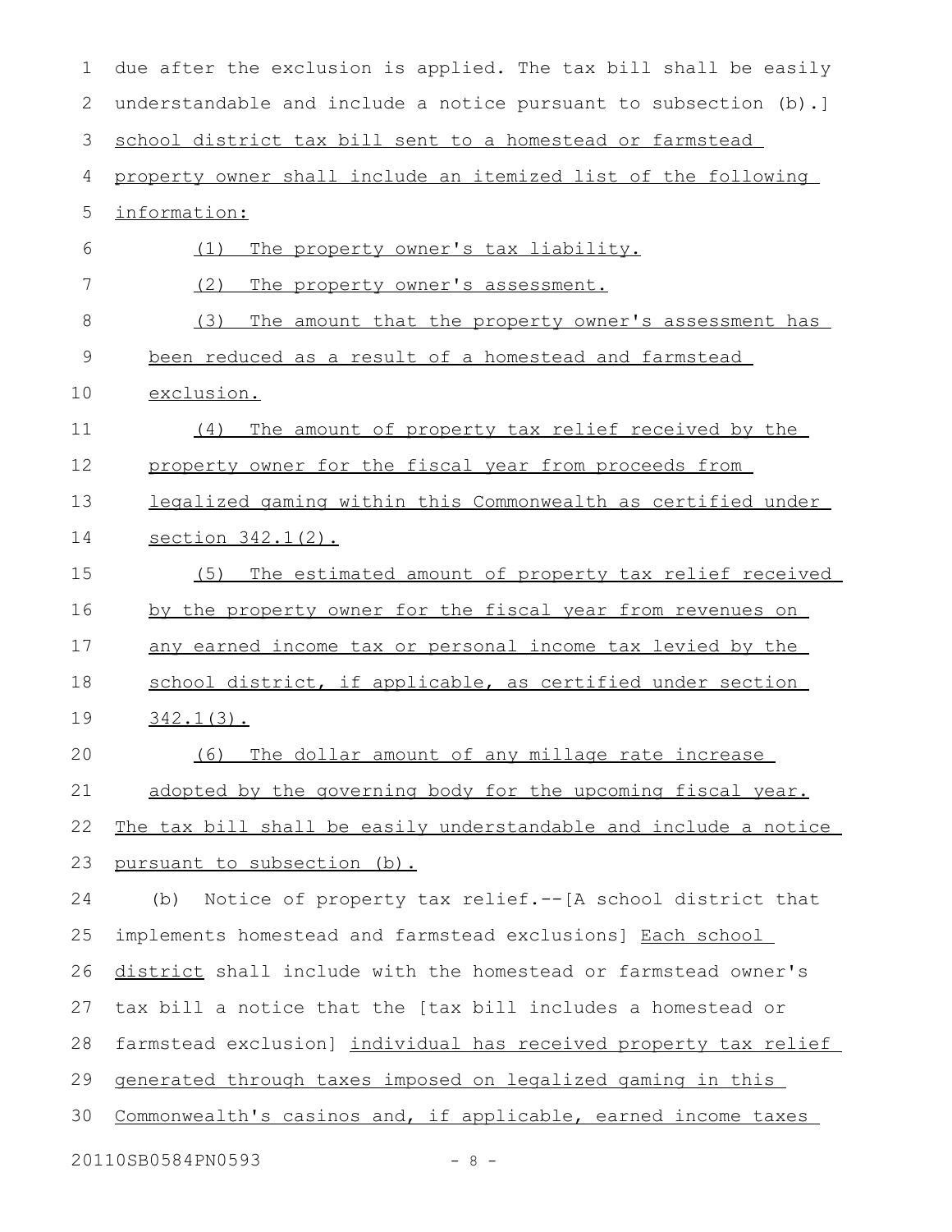due after the exclusion is applied. The tax bill shall be easily understandable and include a notice pursuant to subsection (b).] school district tax bill sent to a homestead or farmstead property owner shall include an itemized list of the following information:

(1) The property owner's tax liability.

(2) The property owner's assessment.

(3) The amount that the property owner's assessment has been reduced as a result of a homestead and farmstead exclusion.

(4) The amount of property tax relief received by the property owner for the fiscal year from proceeds from legalized gaming within this Commonwealth as certified under section 342.1(2).

(5) The estimated amount of property tax relief received by the property owner for the fiscal year from revenues on any earned income tax or personal income tax levied by the school district, if applicable, as certified under section 342.1(3).

(6) The dollar amount of any millage rate increase adopted by the governing body for the upcoming fiscal year.

The tax bill shall be easily understandable and include a notice pursuant to subsection (b).

(b) Notice of property tax relief.--[A school district that implements homestead and farmstead exclusions] Each school district shall include with the homestead or farmstead owner's tax bill a notice that the [tax bill includes a homestead or farmstead exclusion] individual has received property tax relief generated through taxes imposed on legalized gaming in this Commonwealth's casinos and, if applicable, earned income taxes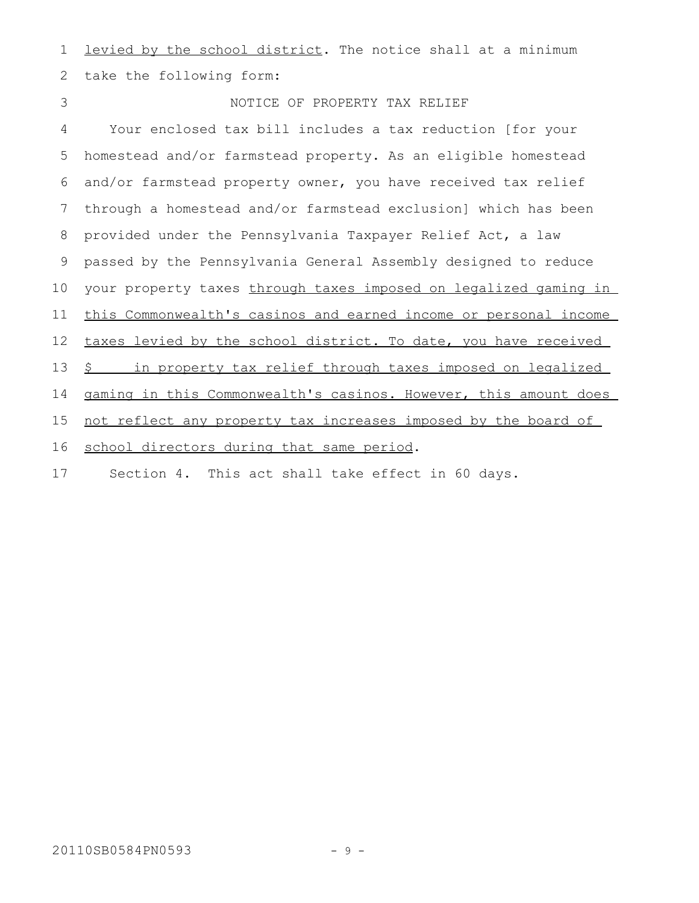levied by the school district. The notice shall at a minimum take the following form:

NOTICE OF PROPERTY TAX RELIEF

Your enclosed tax bill includes a tax reduction [for your homestead and/or farmstead property. As an eligible homestead and/or farmstead property owner, you have received tax relief through a homestead and/or farmstead exclusion] which has been provided under the Pennsylvania Taxpayer Relief Act, a law passed by the Pennsylvania General Assembly designed to reduce your property taxes through taxes imposed on legalized gaming in this Commonwealth's casinos and earned income or personal income taxes levied by the school district. To date, you have received $      in property tax relief through taxes imposed on legalized gaming in this Commonwealth's casinos. However, this amount does not reflect any property tax increases imposed by the board of school directors during that same period.

Section 4. This act shall take effect in 60 days.